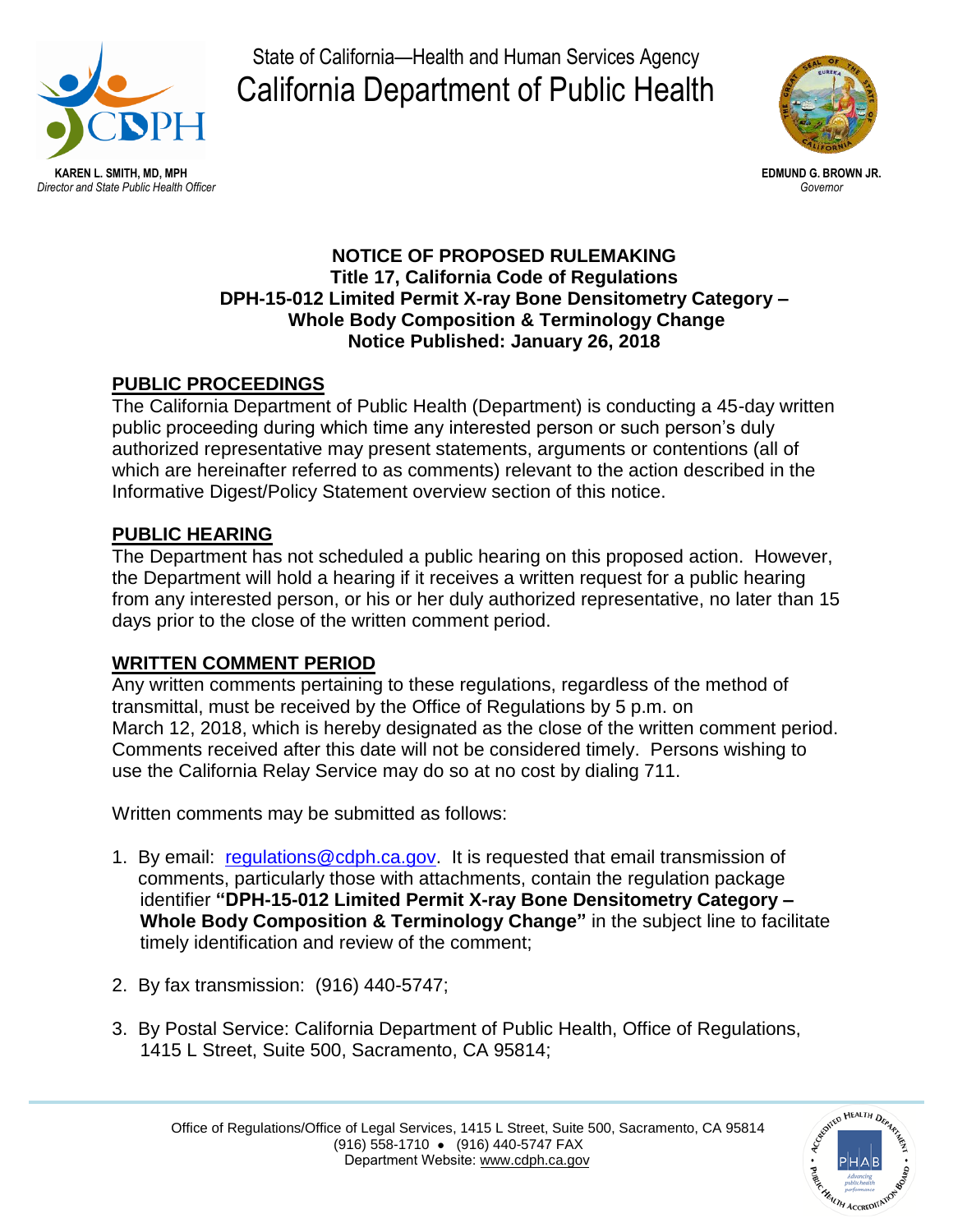State of California—Health and Human Services Agency

California Department of Public Health

**KAREN L. SMITH, MD, MPH**
*Director and State Public Health Officer*

**EDMUND G. BROWN JR.**
*Governor*

**NOTICE OF PROPOSED RULEMAKING**
**Title 17, California Code of Regulations**
**DPH-15-012 Limited Permit X-ray Bone Densitometry Category – Whole Body Composition & Terminology Change**
**Notice Published: January 26, 2018**

## PUBLIC PROCEEDINGS

The California Department of Public Health (Department) is conducting a 45-day written public proceeding during which time any interested person or such person's duly authorized representative may present statements, arguments or contentions (all of which are hereinafter referred to as comments) relevant to the action described in the Informative Digest/Policy Statement overview section of this notice.

## PUBLIC HEARING

The Department has not scheduled a public hearing on this proposed action. However, the Department will hold a hearing if it receives a written request for a public hearing from any interested person, or his or her duly authorized representative, no later than 15 days prior to the close of the written comment period.

## WRITTEN COMMENT PERIOD

Any written comments pertaining to these regulations, regardless of the method of transmittal, must be received by the Office of Regulations by 5 p.m. on March 12, 2018, which is hereby designated as the close of the written comment period. Comments received after this date will not be considered timely. Persons wishing to use the California Relay Service may do so at no cost by dialing 711.

Written comments may be submitted as follows:

1. By email: regulations@cdph.ca.gov. It is requested that email transmission of comments, particularly those with attachments, contain the regulation package identifier **"DPH-15-012 Limited Permit X-ray Bone Densitometry Category – Whole Body Composition & Terminology Change"** in the subject line to facilitate timely identification and review of the comment;
2. By fax transmission: (916) 440-5747;
3. By Postal Service: California Department of Public Health, Office of Regulations, 1415 L Street, Suite 500, Sacramento, CA 95814;

Office of Regulations/Office of Legal Services, 1415 L Street, Suite 500, Sacramento, CA 95814
(916) 558-1710 • (916) 440-5747 FAX
Department Website: www.cdph.ca.gov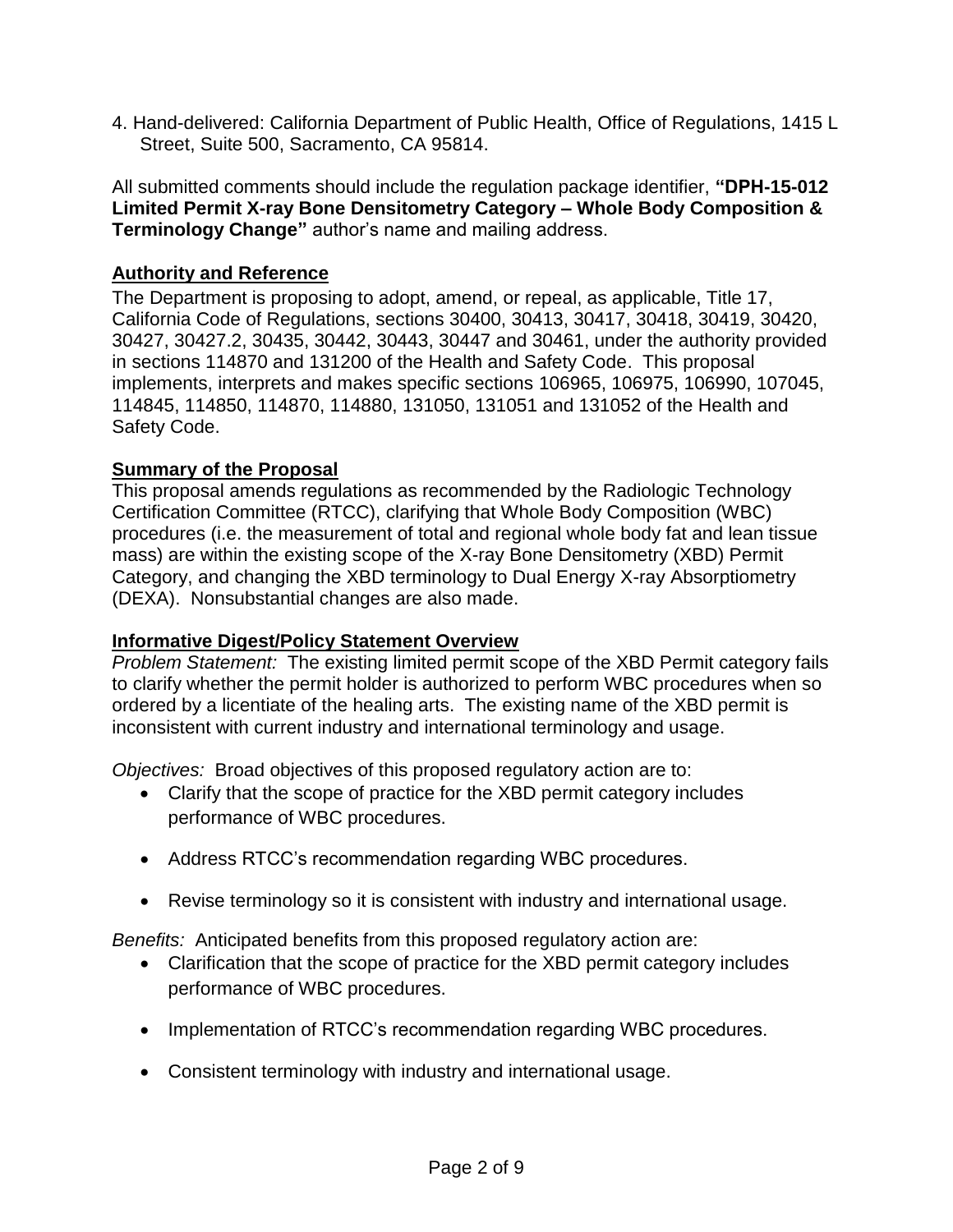4. Hand-delivered: California Department of Public Health, Office of Regulations, 1415 L Street, Suite 500, Sacramento, CA 95814.

All submitted comments should include the regulation package identifier, **"DPH-15-012 Limited Permit X-ray Bone Densitometry Category – Whole Body Composition & Terminology Change"** author's name and mailing address.

## Authority and Reference

The Department is proposing to adopt, amend, or repeal, as applicable, Title 17, California Code of Regulations, sections 30400, 30413, 30417, 30418, 30419, 30420, 30427, 30427.2, 30435, 30442, 30443, 30447 and 30461, under the authority provided in sections 114870 and 131200 of the Health and Safety Code. This proposal implements, interprets and makes specific sections 106965, 106975, 106990, 107045, 114845, 114850, 114870, 114880, 131050, 131051 and 131052 of the Health and Safety Code.

## Summary of the Proposal

This proposal amends regulations as recommended by the Radiologic Technology Certification Committee (RTCC), clarifying that Whole Body Composition (WBC) procedures (i.e. the measurement of total and regional whole body fat and lean tissue mass) are within the existing scope of the X-ray Bone Densitometry (XBD) Permit Category, and changing the XBD terminology to Dual Energy X-ray Absorptiometry (DEXA). Nonsubstantial changes are also made.

## Informative Digest/Policy Statement Overview

*Problem Statement:* The existing limited permit scope of the XBD Permit category fails to clarify whether the permit holder is authorized to perform WBC procedures when so ordered by a licentiate of the healing arts. The existing name of the XBD permit is inconsistent with current industry and international terminology and usage.

*Objectives:* Broad objectives of this proposed regulatory action are to:

- Clarify that the scope of practice for the XBD permit category includes performance of WBC procedures.
- Address RTCC's recommendation regarding WBC procedures.
- Revise terminology so it is consistent with industry and international usage.

*Benefits:* Anticipated benefits from this proposed regulatory action are:

- Clarification that the scope of practice for the XBD permit category includes performance of WBC procedures.
- Implementation of RTCC's recommendation regarding WBC procedures.
- Consistent terminology with industry and international usage.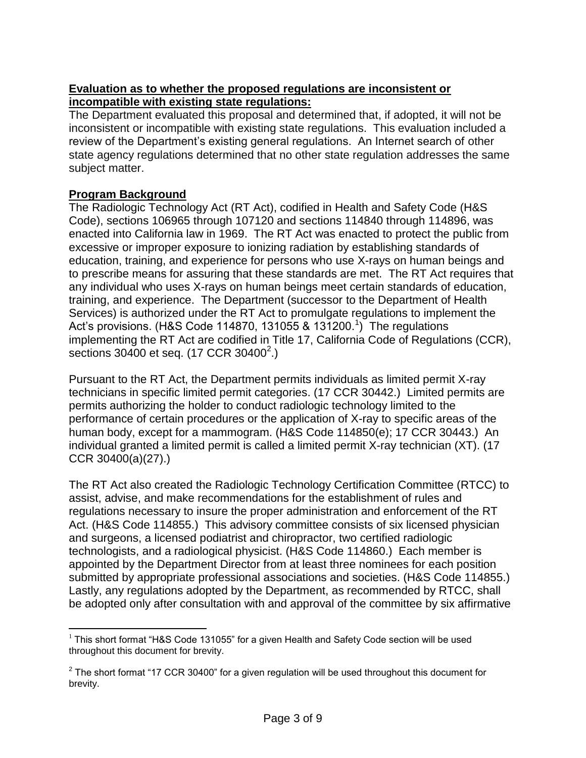**Evaluation as to whether the proposed regulations are inconsistent or incompatible with existing state regulations:**

The Department evaluated this proposal and determined that, if adopted, it will not be inconsistent or incompatible with existing state regulations. This evaluation included a review of the Department's existing general regulations. An Internet search of other state agency regulations determined that no other state regulation addresses the same subject matter.

**Program Background**

The Radiologic Technology Act (RT Act), codified in Health and Safety Code (H&S Code), sections 106965 through 107120 and sections 114840 through 114896, was enacted into California law in 1969. The RT Act was enacted to protect the public from excessive or improper exposure to ionizing radiation by establishing standards of education, training, and experience for persons who use X-rays on human beings and to prescribe means for assuring that these standards are met. The RT Act requires that any individual who uses X-rays on human beings meet certain standards of education, training, and experience. The Department (successor to the Department of Health Services) is authorized under the RT Act to promulgate regulations to implement the Act's provisions. (H&S Code 114870, 131055 & 131200.[1]) The regulations implementing the RT Act are codified in Title 17, California Code of Regulations (CCR), sections 30400 et seq. (17 CCR 30400[2].)

Pursuant to the RT Act, the Department permits individuals as limited permit X-ray technicians in specific limited permit categories. (17 CCR 30442.) Limited permits are permits authorizing the holder to conduct radiologic technology limited to the performance of certain procedures or the application of X-ray to specific areas of the human body, except for a mammogram. (H&S Code 114850(e); 17 CCR 30443.) An individual granted a limited permit is called a limited permit X-ray technician (XT). (17 CCR 30400(a)(27).)

The RT Act also created the Radiologic Technology Certification Committee (RTCC) to assist, advise, and make recommendations for the establishment of rules and regulations necessary to insure the proper administration and enforcement of the RT Act. (H&S Code 114855.) This advisory committee consists of six licensed physician and surgeons, a licensed podiatrist and chiropractor, two certified radiologic technologists, and a radiological physicist. (H&S Code 114860.) Each member is appointed by the Department Director from at least three nominees for each position submitted by appropriate professional associations and societies. (H&S Code 114855.) Lastly, any regulations adopted by the Department, as recommended by RTCC, shall be adopted only after consultation with and approval of the committee by six affirmative

[1] This short format "H&S Code 131055" for a given Health and Safety Code section will be used throughout this document for brevity.

[2] The short format "17 CCR 30400" for a given regulation will be used throughout this document for brevity.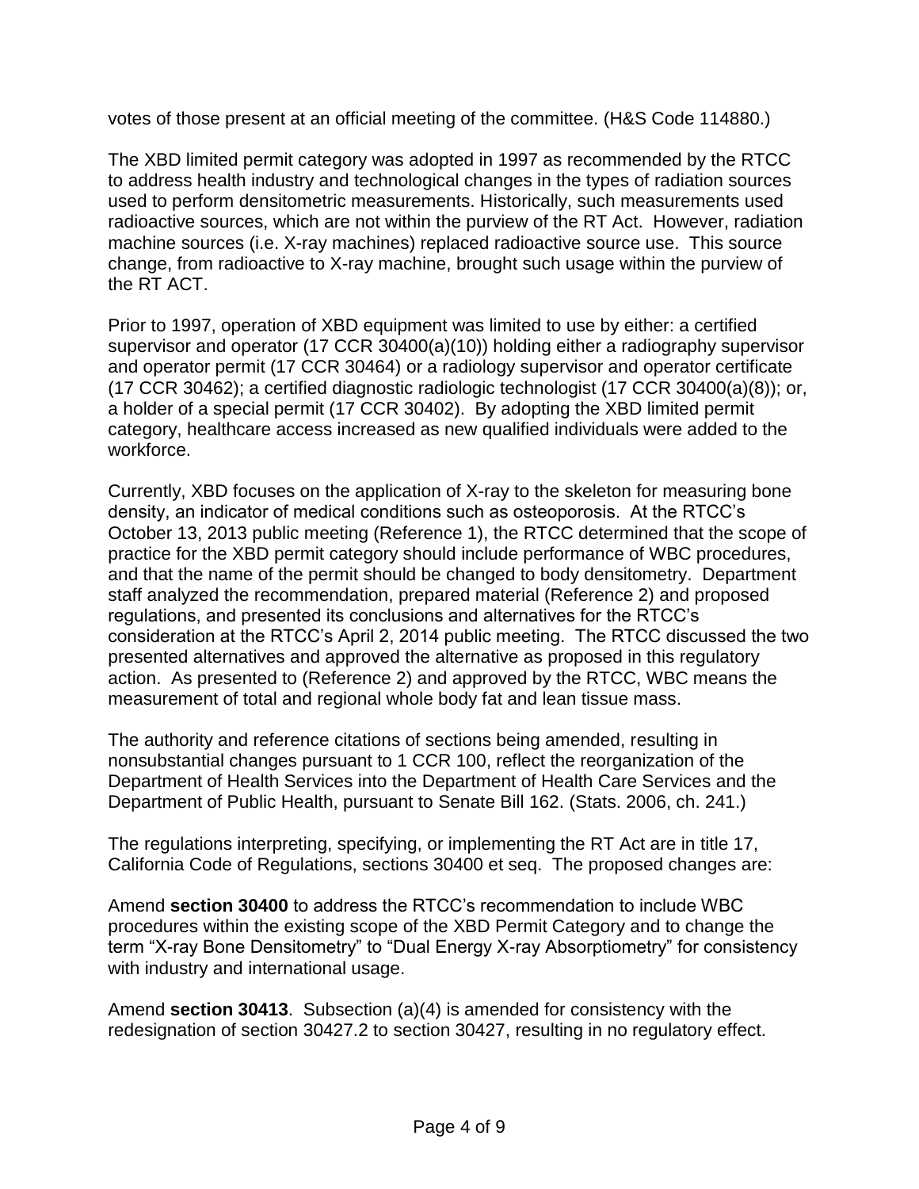votes of those present at an official meeting of the committee. (H&S Code 114880.)

The XBD limited permit category was adopted in 1997 as recommended by the RTCC to address health industry and technological changes in the types of radiation sources used to perform densitometric measurements. Historically, such measurements used radioactive sources, which are not within the purview of the RT Act. However, radiation machine sources (i.e. X-ray machines) replaced radioactive source use. This source change, from radioactive to X-ray machine, brought such usage within the purview of the RT ACT.

Prior to 1997, operation of XBD equipment was limited to use by either: a certified supervisor and operator (17 CCR 30400(a)(10)) holding either a radiography supervisor and operator permit (17 CCR 30464) or a radiology supervisor and operator certificate (17 CCR 30462); a certified diagnostic radiologic technologist (17 CCR 30400(a)(8)); or, a holder of a special permit (17 CCR 30402). By adopting the XBD limited permit category, healthcare access increased as new qualified individuals were added to the workforce.

Currently, XBD focuses on the application of X-ray to the skeleton for measuring bone density, an indicator of medical conditions such as osteoporosis. At the RTCC's October 13, 2013 public meeting (Reference 1), the RTCC determined that the scope of practice for the XBD permit category should include performance of WBC procedures, and that the name of the permit should be changed to body densitometry. Department staff analyzed the recommendation, prepared material (Reference 2) and proposed regulations, and presented its conclusions and alternatives for the RTCC's consideration at the RTCC's April 2, 2014 public meeting. The RTCC discussed the two presented alternatives and approved the alternative as proposed in this regulatory action. As presented to (Reference 2) and approved by the RTCC, WBC means the measurement of total and regional whole body fat and lean tissue mass.

The authority and reference citations of sections being amended, resulting in nonsubstantial changes pursuant to 1 CCR 100, reflect the reorganization of the Department of Health Services into the Department of Health Care Services and the Department of Public Health, pursuant to Senate Bill 162. (Stats. 2006, ch. 241.)

The regulations interpreting, specifying, or implementing the RT Act are in title 17, California Code of Regulations, sections 30400 et seq. The proposed changes are:

Amend **section 30400** to address the RTCC's recommendation to include WBC procedures within the existing scope of the XBD Permit Category and to change the term "X-ray Bone Densitometry" to "Dual Energy X-ray Absorptiometry" for consistency with industry and international usage.

Amend **section 30413**. Subsection (a)(4) is amended for consistency with the redesignation of section 30427.2 to section 30427, resulting in no regulatory effect.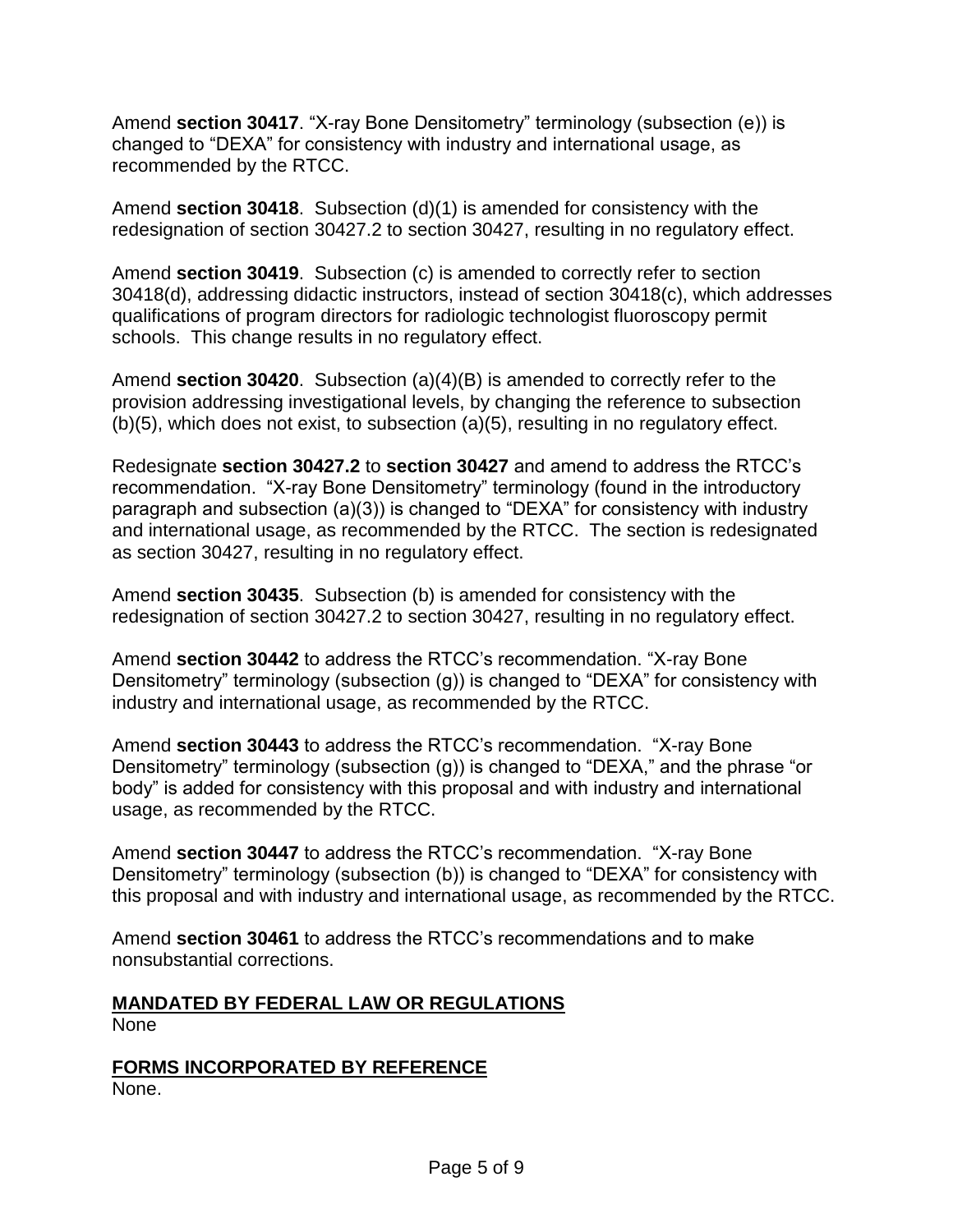Amend **section 30417**. “X-ray Bone Densitometry” terminology (subsection (e)) is changed to “DEXA” for consistency with industry and international usage, as recommended by the RTCC.

Amend **section 30418**. Subsection (d)(1) is amended for consistency with the redesignation of section 30427.2 to section 30427, resulting in no regulatory effect.

Amend **section 30419**. Subsection (c) is amended to correctly refer to section 30418(d), addressing didactic instructors, instead of section 30418(c), which addresses qualifications of program directors for radiologic technologist fluoroscopy permit schools. This change results in no regulatory effect.

Amend **section 30420**. Subsection (a)(4)(B) is amended to correctly refer to the provision addressing investigational levels, by changing the reference to subsection (b)(5), which does not exist, to subsection (a)(5), resulting in no regulatory effect.

Redesignate **section 30427.2** to **section 30427** and amend to address the RTCC’s recommendation. “X-ray Bone Densitometry” terminology (found in the introductory paragraph and subsection (a)(3)) is changed to “DEXA” for consistency with industry and international usage, as recommended by the RTCC. The section is redesignated as section 30427, resulting in no regulatory effect.

Amend **section 30435**. Subsection (b) is amended for consistency with the redesignation of section 30427.2 to section 30427, resulting in no regulatory effect.

Amend **section 30442** to address the RTCC’s recommendation. “X-ray Bone Densitometry” terminology (subsection (g)) is changed to “DEXA” for consistency with industry and international usage, as recommended by the RTCC.

Amend **section 30443** to address the RTCC’s recommendation. “X-ray Bone Densitometry” terminology (subsection (g)) is changed to “DEXA,” and the phrase “or body” is added for consistency with this proposal and with industry and international usage, as recommended by the RTCC.

Amend **section 30447** to address the RTCC’s recommendation. “X-ray Bone Densitometry” terminology (subsection (b)) is changed to “DEXA” for consistency with this proposal and with industry and international usage, as recommended by the RTCC.

Amend **section 30461** to address the RTCC’s recommendations and to make nonsubstantial corrections.

**MANDATED BY FEDERAL LAW OR REGULATIONS**

None

**FORMS INCORPORATED BY REFERENCE**

None.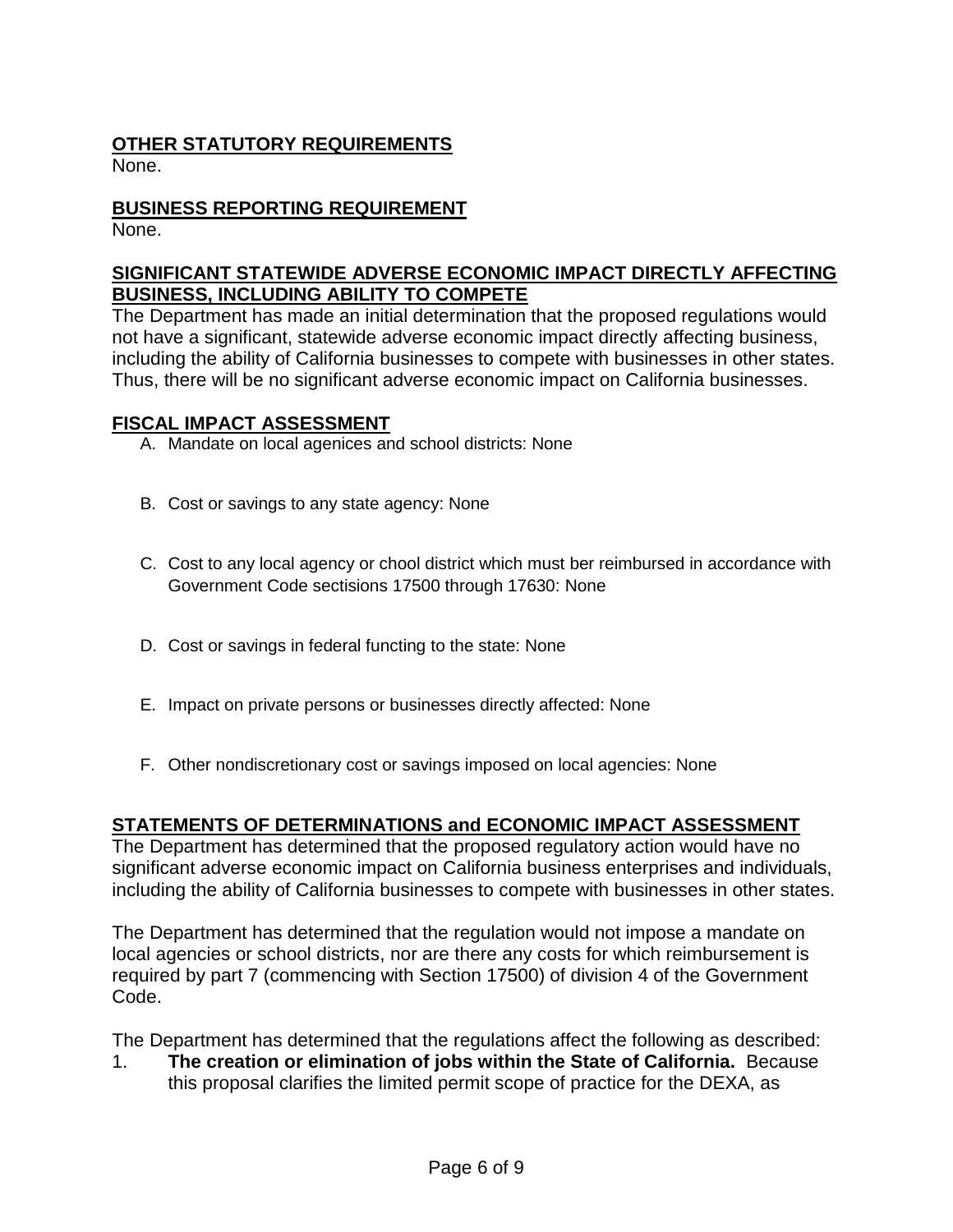**OTHER STATUTORY REQUIREMENTS**

None.

**BUSINESS REPORTING REQUIREMENT**

None.

**SIGNIFICANT STATEWIDE ADVERSE ECONOMIC IMPACT DIRECTLY AFFECTING BUSINESS, INCLUDING ABILITY TO COMPETE**

The Department has made an initial determination that the proposed regulations would not have a significant, statewide adverse economic impact directly affecting business, including the ability of California businesses to compete with businesses in other states. Thus, there will be no significant adverse economic impact on California businesses.

**FISCAL IMPACT ASSESSMENT**

A. Mandate on local agenices and school districts: None

B. Cost or savings to any state agency: None

C. Cost to any local agency or chool district which must ber reimbursed in accordance with Government Code sectisions 17500 through 17630: None

D. Cost or savings in federal functing to the state: None

E. Impact on private persons or businesses directly affected: None

F. Other nondiscretionary cost or savings imposed on local agencies: None

**STATEMENTS OF DETERMINATIONS and ECONOMIC IMPACT ASSESSMENT**

The Department has determined that the proposed regulatory action would have no significant adverse economic impact on California business enterprises and individuals, including the ability of California businesses to compete with businesses in other states.

The Department has determined that the regulation would not impose a mandate on local agencies or school districts, nor are there any costs for which reimbursement is required by part 7 (commencing with Section 17500) of division 4 of the Government Code.

The Department has determined that the regulations affect the following as described:

1. **The creation or elimination of jobs within the State of California.** Because this proposal clarifies the limited permit scope of practice for the DEXA, as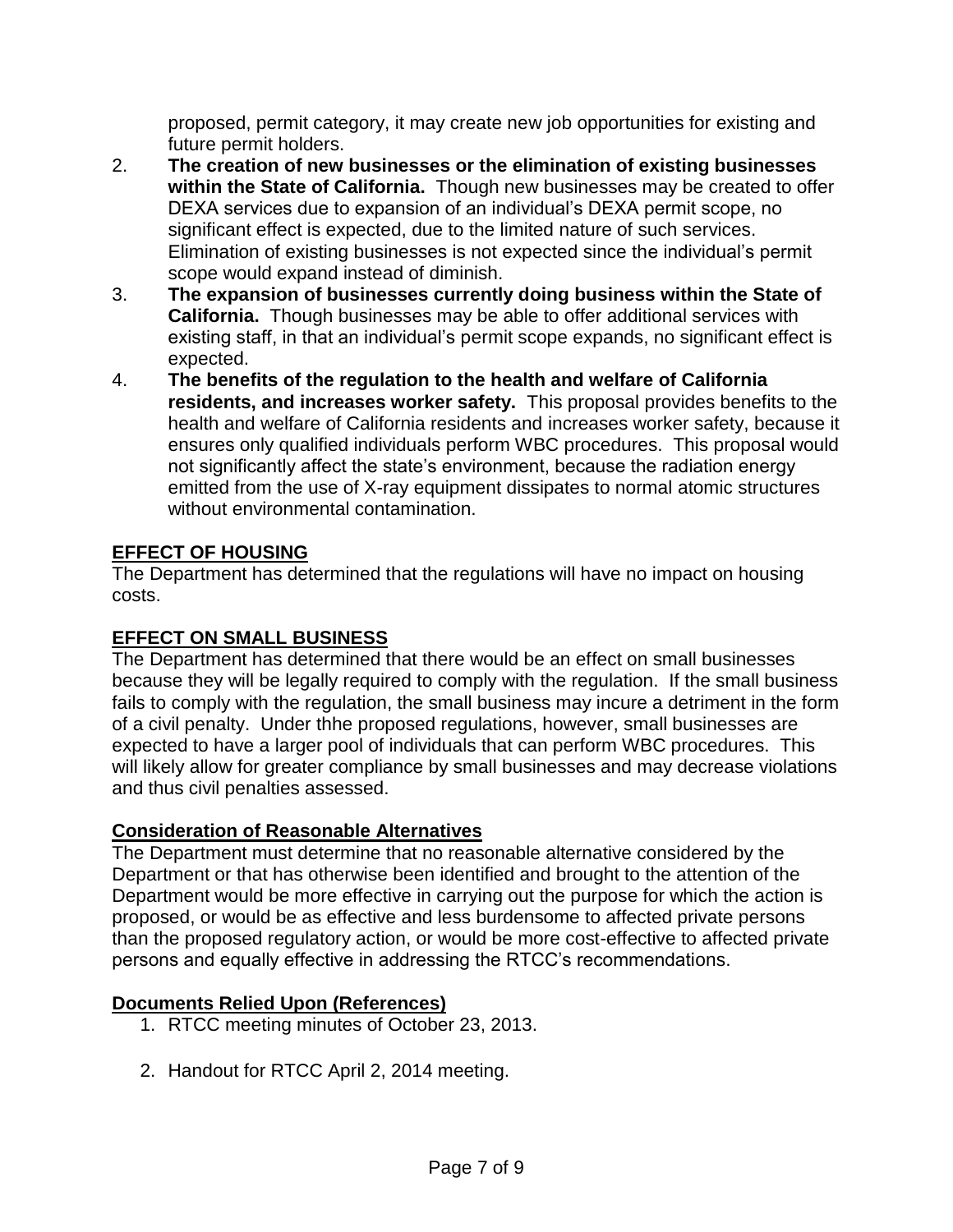proposed, permit category, it may create new job opportunities for existing and future permit holders.

2. **The creation of new businesses or the elimination of existing businesses within the State of California.** Though new businesses may be created to offer DEXA services due to expansion of an individual's DEXA permit scope, no significant effect is expected, due to the limited nature of such services. Elimination of existing businesses is not expected since the individual's permit scope would expand instead of diminish.
3. **The expansion of businesses currently doing business within the State of California.** Though businesses may be able to offer additional services with existing staff, in that an individual's permit scope expands, no significant effect is expected.
4. **The benefits of the regulation to the health and welfare of California residents, and increases worker safety.** This proposal provides benefits to the health and welfare of California residents and increases worker safety, because it ensures only qualified individuals perform WBC procedures. This proposal would not significantly affect the state's environment, because the radiation energy emitted from the use of X-ray equipment dissipates to normal atomic structures without environmental contamination.

## EFFECT OF HOUSING

The Department has determined that the regulations will have no impact on housing costs.

## EFFECT ON SMALL BUSINESS

The Department has determined that there would be an effect on small businesses because they will be legally required to comply with the regulation. If the small business fails to comply with the regulation, the small business may incure a detriment in the form of a civil penalty. Under thhe proposed regulations, however, small businesses are expected to have a larger pool of individuals that can perform WBC procedures. This will likely allow for greater compliance by small businesses and may decrease violations and thus civil penalties assessed.

## Consideration of Reasonable Alternatives

The Department must determine that no reasonable alternative considered by the Department or that has otherwise been identified and brought to the attention of the Department would be more effective in carrying out the purpose for which the action is proposed, or would be as effective and less burdensome to affected private persons than the proposed regulatory action, or would be more cost-effective to affected private persons and equally effective in addressing the RTCC's recommendations.

## Documents Relied Upon (References)

1. RTCC meeting minutes of October 23, 2013.
2. Handout for RTCC April 2, 2014 meeting.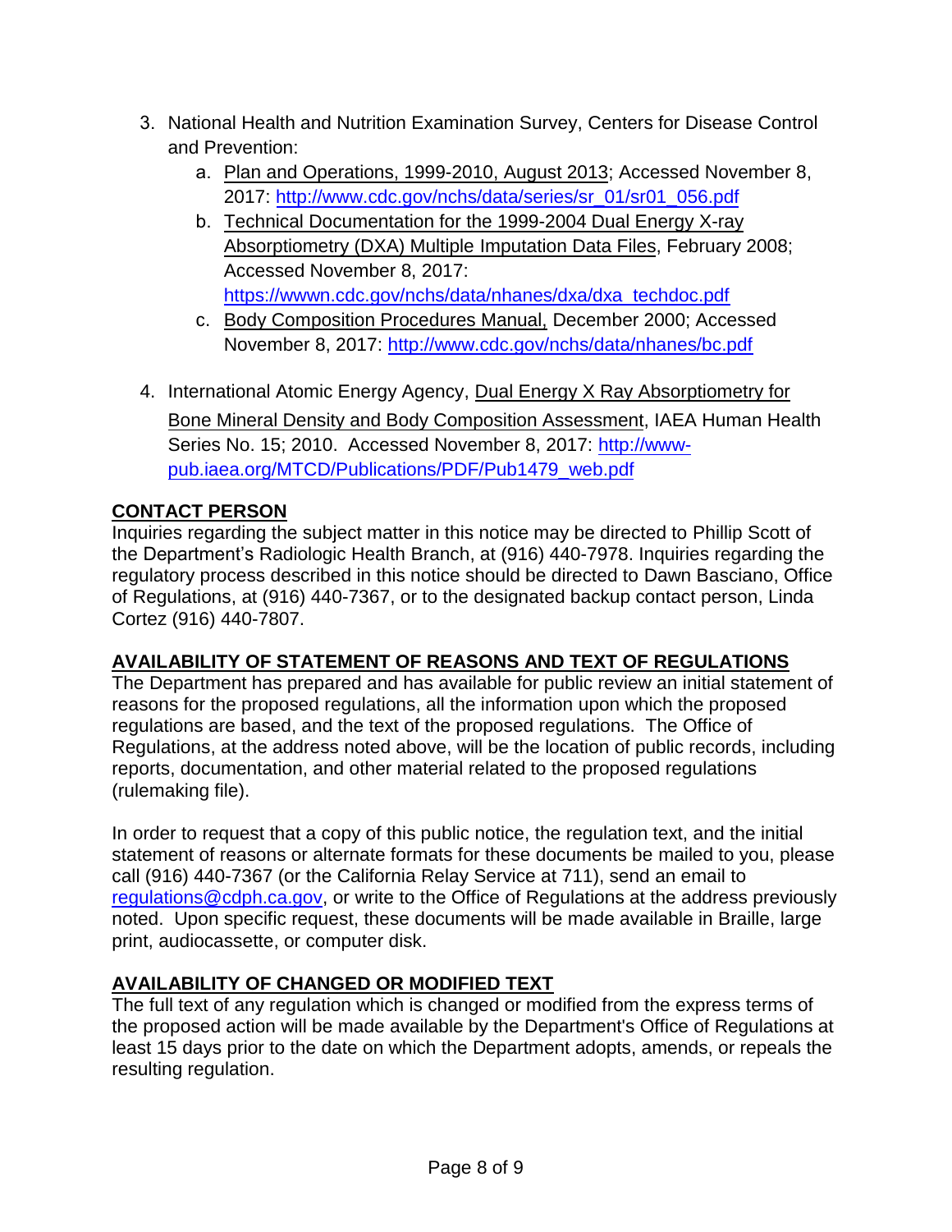3. National Health and Nutrition Examination Survey, Centers for Disease Control and Prevention:
   a. Plan and Operations, 1999-2010, August 2013; Accessed November 8, 2017: http://www.cdc.gov/nchs/data/series/sr_01/sr01_056.pdf
   b. Technical Documentation for the 1999-2004 Dual Energy X-ray Absorptiometry (DXA) Multiple Imputation Data Files, February 2008; Accessed November 8, 2017: https://wwwn.cdc.gov/nchs/data/nhanes/dxa/dxa_techdoc.pdf
   c. Body Composition Procedures Manual, December 2000; Accessed November 8, 2017: http://www.cdc.gov/nchs/data/nhanes/bc.pdf

4. International Atomic Energy Agency, Dual Energy X Ray Absorptiometry for Bone Mineral Density and Body Composition Assessment, IAEA Human Health Series No. 15; 2010. Accessed November 8, 2017: http://www-pub.iaea.org/MTCD/Publications/PDF/Pub1479_web.pdf

## CONTACT PERSON

Inquiries regarding the subject matter in this notice may be directed to Phillip Scott of the Department's Radiologic Health Branch, at (916) 440-7978. Inquiries regarding the regulatory process described in this notice should be directed to Dawn Basciano, Office of Regulations, at (916) 440-7367, or to the designated backup contact person, Linda Cortez (916) 440-7807.

## AVAILABILITY OF STATEMENT OF REASONS AND TEXT OF REGULATIONS

The Department has prepared and has available for public review an initial statement of reasons for the proposed regulations, all the information upon which the proposed regulations are based, and the text of the proposed regulations. The Office of Regulations, at the address noted above, will be the location of public records, including reports, documentation, and other material related to the proposed regulations (rulemaking file).

In order to request that a copy of this public notice, the regulation text, and the initial statement of reasons or alternate formats for these documents be mailed to you, please call (916) 440-7367 (or the California Relay Service at 711), send an email to regulations@cdph.ca.gov, or write to the Office of Regulations at the address previously noted. Upon specific request, these documents will be made available in Braille, large print, audiocassette, or computer disk.

## AVAILABILITY OF CHANGED OR MODIFIED TEXT

The full text of any regulation which is changed or modified from the express terms of the proposed action will be made available by the Department's Office of Regulations at least 15 days prior to the date on which the Department adopts, amends, or repeals the resulting regulation.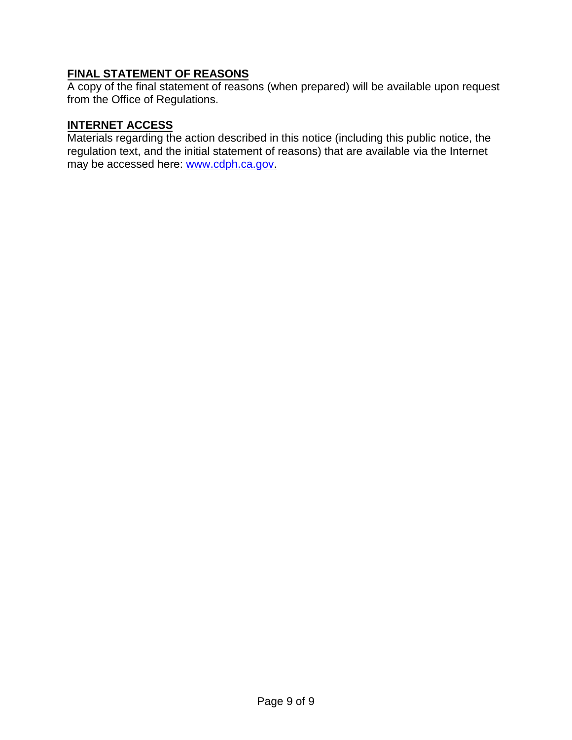## FINAL STATEMENT OF REASONS

A copy of the final statement of reasons (when prepared) will be available upon request from the Office of Regulations.

## INTERNET ACCESS

Materials regarding the action described in this notice (including this public notice, the regulation text, and the initial statement of reasons) that are available via the Internet may be accessed here: [www.cdph.ca.gov](http://www.cdph.ca.gov).